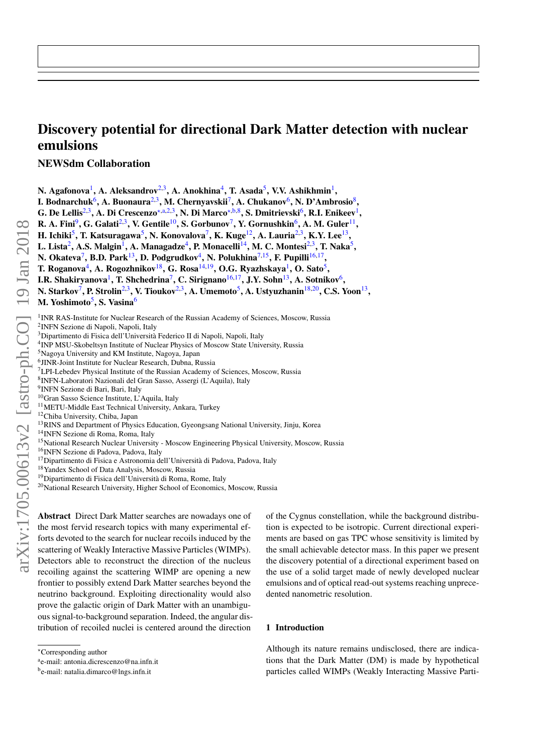# Discovery potential for directional Dark Matter detection with nuclear emulsions

## NEWSdm Collaboration

**N. Agafonova**[1], **A. Aleksandrov**[2,3], **A. Anokhina**[4], **T. Asada**[5], **V.V. Ashikhmin**[1], **I. Bodnarchuk**[6], **A. Buonaura**[2,3], **M. Chernyavskii**[7], **A. Chukanov**[6], **N. D'Ambrosio**[8], **G. De Lellis**[2,3], **A. Di Crescenzo**[⋆,a,2,3], **N. Di Marco**[⋆,b,8], **S. Dmitrievski**[6], **R.I. Enikeev**[1], **R. A. Fini**[9], **G. Galati**[2,3], **V. Gentile**[10], **S. Gorbunov**[7], **Y. Gornushkin**[6], **A. M. Guler**[11], **H. Ichiki**[5], **T. Katsuragawa**[5], **N. Konovalova**[7], **K. Kuge**[12], **A. Lauria**[2,3], **K.Y. Lee**[13], **L. Lista**[2], **A.S. Malgin**[1], **A. Managadze**[4], **P. Monacelli**[14], **M. C. Montesi**[2,3], **T. Naka**[5], **N. Okateva**[7], **B.D. Park**[13], **D. Podgrudkov**[4], **N. Polukhina**[7,15], **F. Pupilli**[16,17], **T. Roganova**[4], **A. Rogozhnikov**[18], **G. Rosa**[14,19], **O.G. Ryazhskaya**[1], **O. Sato**[5], **I.R. Shakiryanova**[1], **T. Shchedrina**[7], **C. Sirignano**[16,17], **J.Y. Sohn**[13], **A. Sotnikov**[6], **N. Starkov**[7], **P. Strolin**[2,3], **V. Tioukov**[2,3], **A. Umemoto**[5], **A. Ustyuzhanin**[18,20], **C.S. Yoon**[13], **M. Yoshimoto**[5], **S. Vasina**[6]

[1]INR RAS-Institute for Nuclear Research of the Russian Academy of Sciences, Moscow, Russia
[2]INFN Sezione di Napoli, Napoli, Italy
[3]Dipartimento di Fisica dell'Università Federico II di Napoli, Napoli, Italy
[4]INP MSU-Skobeltsyn Institute of Nuclear Physics of Moscow State University, Russia
[5]Nagoya University and KM Institute, Nagoya, Japan
[6]JINR-Joint Institute for Nuclear Research, Dubna, Russia
[7]LPI-Lebedev Physical Institute of the Russian Academy of Sciences, Moscow, Russia
[8]INFN-Laboratori Nazionali del Gran Sasso, Assergi (L'Aquila), Italy
[9]INFN Sezione di Bari, Bari, Italy
[10]Gran Sasso Science Institute, L'Aquila, Italy
[11]METU-Middle East Technical University, Ankara, Turkey
[12]Chiba University, Chiba, Japan
[13]RINS and Department of Physics Education, Gyeongsang National University, Jinju, Korea
[14]INFN Sezione di Roma, Roma, Italy
[15]National Research Nuclear University - Moscow Engineering Physical University, Moscow, Russia
[16]INFN Sezione di Padova, Padova, Italy
[17]Dipartimento di Fisica e Astronomia dell'Università di Padova, Padova, Italy
[18]Yandex School of Data Analysis, Moscow, Russia
[19]Dipartimento di Fisica dell'Università di Roma, Rome, Italy
[20]National Research University, Higher School of Economics, Moscow, Russia

**Abstract** Direct Dark Matter searches are nowadays one of the most fervid research topics with many experimental efforts devoted to the search for nuclear recoils induced by the scattering of Weakly Interactive Massive Particles (WIMPs). Detectors able to reconstruct the direction of the nucleus recoiling against the scattering WIMP are opening a new frontier to possibly extend Dark Matter searches beyond the neutrino background. Exploiting directionality would also prove the galactic origin of Dark Matter with an unambiguous signal-to-background separation. Indeed, the angular distribution of recoiled nuclei is centered around the direction of the Cygnus constellation, while the background distribution is expected to be isotropic. Current directional experiments are based on gas TPC whose sensitivity is limited by the small achievable detector mass. In this paper we present the discovery potential of a directional experiment based on the use of a solid target made of newly developed nuclear emulsions and of optical read-out systems reaching unprecedented nanometric resolution.

## 1 Introduction

Although its nature remains undisclosed, there are indications that the Dark Matter (DM) is made by hypothetical particles called WIMPs (Weakly Interacting Massive Parti-

---

⋆Corresponding author
[a]e-mail: antonia.dicrescenzo@na.infn.it
[b]e-mail: natalia.dimarco@lngs.infn.it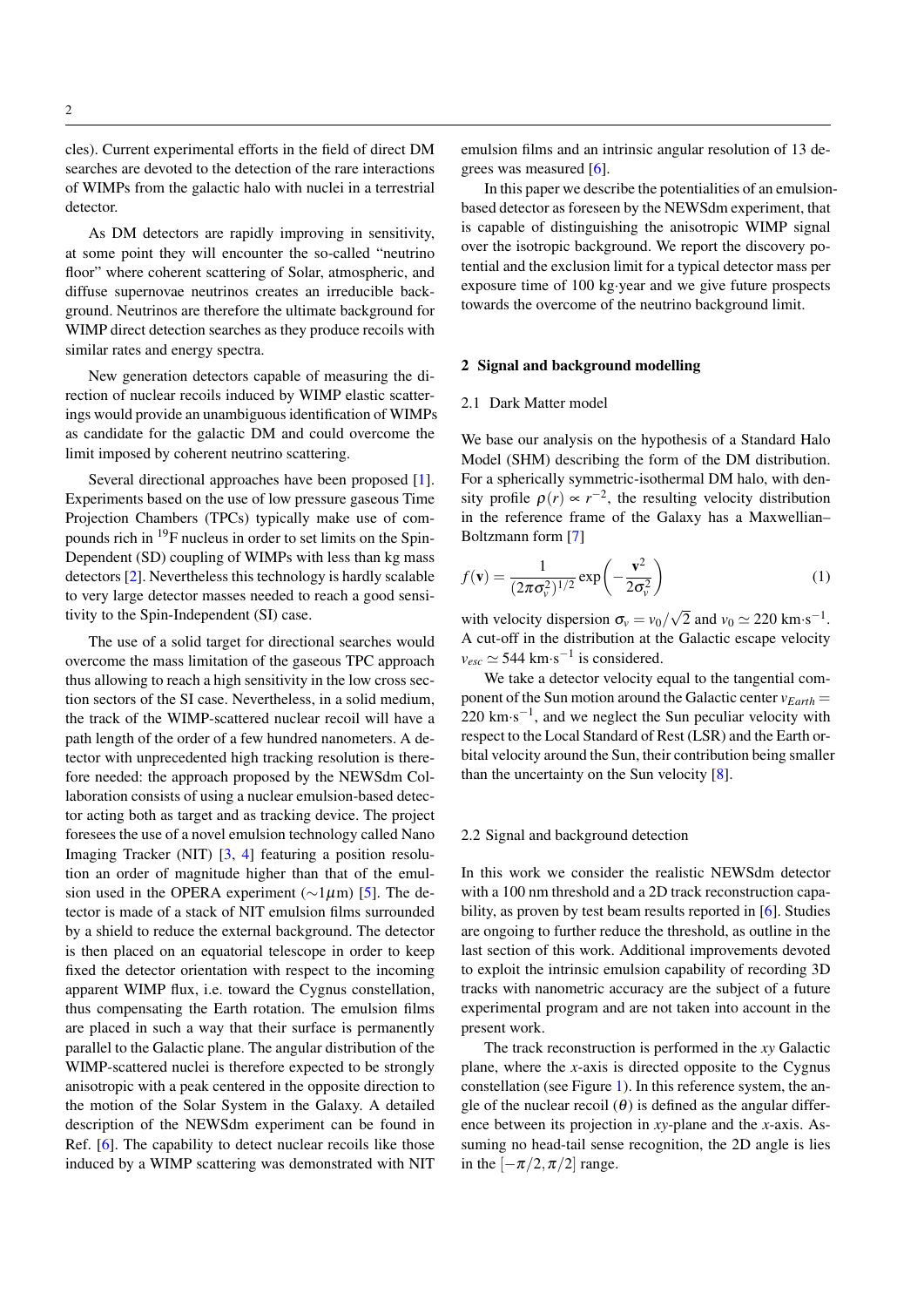cles). Current experimental efforts in the field of direct DM searches are devoted to the detection of the rare interactions of WIMPs from the galactic halo with nuclei in a terrestrial detector.

As DM detectors are rapidly improving in sensitivity, at some point they will encounter the so-called "neutrino floor" where coherent scattering of Solar, atmospheric, and diffuse supernovae neutrinos creates an irreducible background. Neutrinos are therefore the ultimate background for WIMP direct detection searches as they produce recoils with similar rates and energy spectra.

New generation detectors capable of measuring the direction of nuclear recoils induced by WIMP elastic scatterings would provide an unambiguous identification of WIMPs as candidate for the galactic DM and could overcome the limit imposed by coherent neutrino scattering.

Several directional approaches have been proposed [1]. Experiments based on the use of low pressure gaseous Time Projection Chambers (TPCs) typically make use of compounds rich in $^{19}$F nucleus in order to set limits on the Spin-Dependent (SD) coupling of WIMPs with less than kg mass detectors [2]. Nevertheless this technology is hardly scalable to very large detector masses needed to reach a good sensitivity to the Spin-Independent (SI) case.

The use of a solid target for directional searches would overcome the mass limitation of the gaseous TPC approach thus allowing to reach a high sensitivity in the low cross section sectors of the SI case. Nevertheless, in a solid medium, the track of the WIMP-scattered nuclear recoil will have a path length of the order of a few hundred nanometers. A detector with unprecedented high tracking resolution is therefore needed: the approach proposed by the NEWSdm Collaboration consists of using a nuclear emulsion-based detector acting both as target and as tracking device. The project foresees the use of a novel emulsion technology called Nano Imaging Tracker (NIT) [3, 4] featuring a position resolution an order of magnitude higher than that of the emulsion used in the OPERA experiment ($\sim 1\mu$m) [5]. The detector is made of a stack of NIT emulsion films surrounded by a shield to reduce the external background. The detector is then placed on an equatorial telescope in order to keep fixed the detector orientation with respect to the incoming apparent WIMP flux, i.e. toward the Cygnus constellation, thus compensating the Earth rotation. The emulsion films are placed in such a way that their surface is permanently parallel to the Galactic plane. The angular distribution of the WIMP-scattered nuclei is therefore expected to be strongly anisotropic with a peak centered in the opposite direction to the motion of the Solar System in the Galaxy. A detailed description of the NEWSdm experiment can be found in Ref. [6]. The capability to detect nuclear recoils like those induced by a WIMP scattering was demonstrated with NIT emulsion films and an intrinsic angular resolution of 13 degrees was measured [6].

In this paper we describe the potentialities of an emulsion-based detector as foreseen by the NEWSdm experiment, that is capable of distinguishing the anisotropic WIMP signal over the isotropic background. We report the discovery potential and the exclusion limit for a typical detector mass per exposure time of 100 kg·year and we give future prospects towards the overcome of the neutrino background limit.

## 2 Signal and background modelling

### 2.1 Dark Matter model

We base our analysis on the hypothesis of a Standard Halo Model (SHM) describing the form of the DM distribution. For a spherically symmetric-isothermal DM halo, with density profile $\rho(r) \propto r^{-2}$, the resulting velocity distribution in the reference frame of the Galaxy has a Maxwellian–Boltzmann form [7]

$$f(\mathbf{v}) = \frac{1}{(2\pi\sigma_v^2)^{1/2}} \exp\left(-\frac{\mathbf{v}^2}{2\sigma_v^2}\right) \tag{1}$$

with velocity dispersion $\sigma_v = v_0/\sqrt{2}$ and $v_0 \simeq 220$ km·s$^{-1}$. A cut-off in the distribution at the Galactic escape velocity $v_{esc} \simeq 544$ km·s$^{-1}$ is considered.

We take a detector velocity equal to the tangential component of the Sun motion around the Galactic center $v_{Earth} =$ 220 km·s$^{-1}$, and we neglect the Sun peculiar velocity with respect to the Local Standard of Rest (LSR) and the Earth orbital velocity around the Sun, their contribution being smaller than the uncertainty on the Sun velocity [8].

### 2.2 Signal and background detection

In this work we consider the realistic NEWSdm detector with a 100 nm threshold and a 2D track reconstruction capability, as proven by test beam results reported in [6]. Studies are ongoing to further reduce the threshold, as outline in the last section of this work. Additional improvements devoted to exploit the intrinsic emulsion capability of recording 3D tracks with nanometric accuracy are the subject of a future experimental program and are not taken into account in the present work.

The track reconstruction is performed in the $xy$ Galactic plane, where the $x$-axis is directed opposite to the Cygnus constellation (see Figure 1). In this reference system, the angle of the nuclear recoil ($\theta$) is defined as the angular difference between its projection in $xy$-plane and the $x$-axis. Assuming no head-tail sense recognition, the 2D angle is lies in the $[-\pi/2, \pi/2]$ range.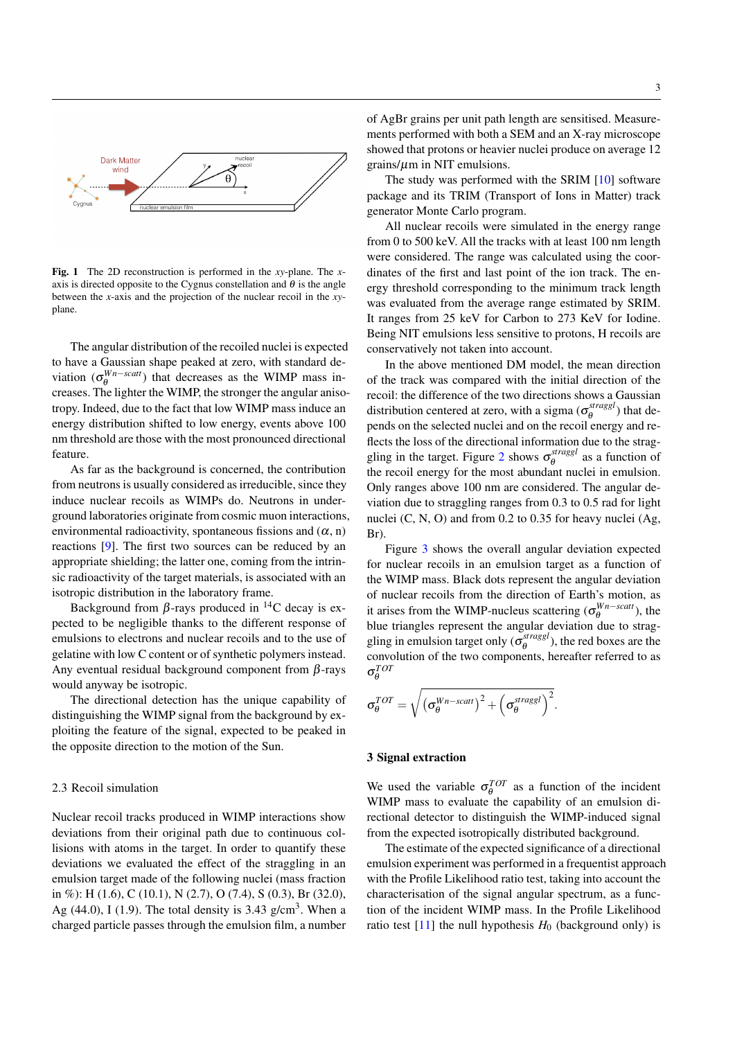**Fig. 1** The 2D reconstruction is performed in the $xy$-plane. The $x$-axis is directed opposite to the Cygnus constellation and $\theta$ is the angle between the $x$-axis and the projection of the nuclear recoil in the $xy$-plane.

The angular distribution of the recoiled nuclei is expected to have a Gaussian shape peaked at zero, with standard deviation ($\sigma_\theta^{Wn-scatt}$) that decreases as the WIMP mass increases. The lighter the WIMP, the stronger the angular anisotropy. Indeed, due to the fact that low WIMP mass induce an energy distribution shifted to low energy, events above 100 nm threshold are those with the most pronounced directional feature.

As far as the background is concerned, the contribution from neutrons is usually considered as irreducible, since they induce nuclear recoils as WIMPs do. Neutrons in underground laboratories originate from cosmic muon interactions, environmental radioactivity, spontaneous fissions and ($\alpha$, n) reactions [9]. The first two sources can be reduced by an appropriate shielding; the latter one, coming from the intrinsic radioactivity of the target materials, is associated with an isotropic distribution in the laboratory frame.

Background from $\beta$-rays produced in $^{14}C$ decay is expected to be negligible thanks to the different response of emulsions to electrons and nuclear recoils and to the use of gelatine with low C content or of synthetic polymers instead. Any eventual residual background component from $\beta$-rays would anyway be isotropic.

The directional detection has the unique capability of distinguishing the WIMP signal from the background by exploiting the feature of the signal, expected to be peaked in the opposite direction to the motion of the Sun.

## 2.3 Recoil simulation

Nuclear recoil tracks produced in WIMP interactions show deviations from their original path due to continuous collisions with atoms in the target. In order to quantify these deviations we evaluated the effect of the straggling in an emulsion target made of the following nuclei (mass fraction in %): H (1.6), C (10.1), N (2.7), O (7.4), S (0.3), Br (32.0), Ag (44.0), I (1.9). The total density is 3.43 g/cm$^3$. When a charged particle passes through the emulsion film, a number of AgBr grains per unit path length are sensitised. Measurements performed with both a SEM and an X-ray microscope showed that protons or heavier nuclei produce on average 12 grains/$\mu$m in NIT emulsions.

The study was performed with the SRIM [10] software package and its TRIM (Transport of Ions in Matter) track generator Monte Carlo program.

All nuclear recoils were simulated in the energy range from 0 to 500 keV. All the tracks with at least 100 nm length were considered. The range was calculated using the coordinates of the first and last point of the ion track. The energy threshold corresponding to the minimum track length was evaluated from the average range estimated by SRIM. It ranges from 25 keV for Carbon to 273 KeV for Iodine. Being NIT emulsions less sensitive to protons, H recoils are conservatively not taken into account.

In the above mentioned DM model, the mean direction of the track was compared with the initial direction of the recoil: the difference of the two directions shows a Gaussian distribution centered at zero, with a sigma ($\sigma_\theta^{straggl}$) that depends on the selected nuclei and on the recoil energy and reflects the loss of the directional information due to the straggling in the target. Figure 2 shows $\sigma_\theta^{straggl}$ as a function of the recoil energy for the most abundant nuclei in emulsion. Only ranges above 100 nm are considered. The angular deviation due to straggling ranges from 0.3 to 0.5 rad for light nuclei (C, N, O) and from 0.2 to 0.35 for heavy nuclei (Ag, Br).

Figure 3 shows the overall angular deviation expected for nuclear recoils in an emulsion target as a function of the WIMP mass. Black dots represent the angular deviation of nuclear recoils from the direction of Earth's motion, as it arises from the WIMP-nucleus scattering ($\sigma_\theta^{Wn-scatt}$), the blue triangles represent the angular deviation due to straggling in emulsion target only ($\sigma_\theta^{straggl}$), the red boxes are the convolution of the two components, hereafter referred to as $\sigma_\theta^{TOT}$

$$\sigma_\theta^{TOT} = \sqrt{\left(\sigma_\theta^{Wn-scatt}\right)^2 + \left(\sigma_\theta^{straggl}\right)^2}.$$

# 3 Signal extraction

We used the variable $\sigma_\theta^{TOT}$ as a function of the incident WIMP mass to evaluate the capability of an emulsion directional detector to distinguish the WIMP-induced signal from the expected isotropically distributed background.

The estimate of the expected significance of a directional emulsion experiment was performed in a frequentist approach with the Profile Likelihood ratio test, taking into account the characterisation of the signal angular spectrum, as a function of the incident WIMP mass. In the Profile Likelihood ratio test [11] the null hypothesis $H_0$ (background only) is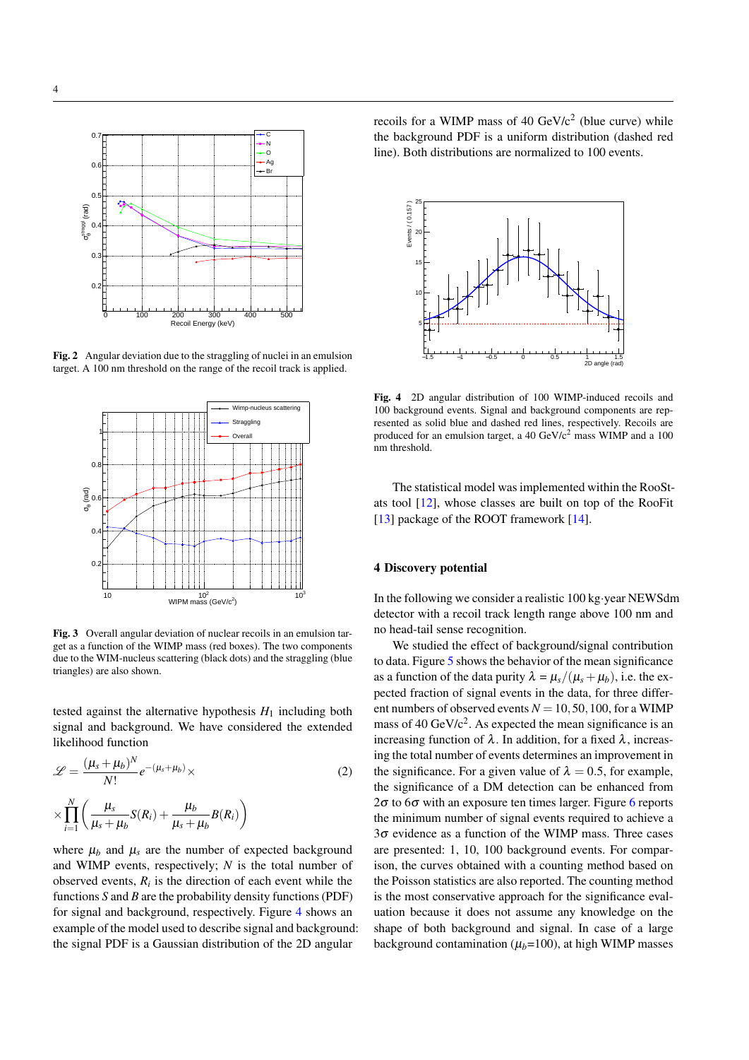Fig. 2 Angular deviation due to the straggling of nuclei in an emulsion target. A 100 nm threshold on the range of the recoil track is applied.

Fig. 3 Overall angular deviation of nuclear recoils in an emulsion target as a function of the WIMP mass (red boxes). The two components due to the WIM-nucleus scattering (black dots) and the straggling (blue triangles) are also shown.

tested against the alternative hypothesis $H_1$ including both signal and background. We have considered the extended likelihood function

$$\mathscr{L} = \frac{(\mu_s + \mu_b)^N}{N!} e^{-(\mu_s+\mu_b)} \times \tag{2}$$

$$\times \prod_{i=1}^{N} \left( \frac{\mu_s}{\mu_s + \mu_b} S(R_i) + \frac{\mu_b}{\mu_s + \mu_b} B(R_i) \right)$$

where $\mu_b$ and $\mu_s$ are the number of expected background and WIMP events, respectively; $N$ is the total number of observed events, $R_i$ is the direction of each event while the functions $S$ and $B$ are the probability density functions (PDF) for signal and background, respectively. Figure 4 shows an example of the model used to describe signal and background: the signal PDF is a Gaussian distribution of the 2D angular recoils for a WIMP mass of 40 GeV/c$^2$ (blue curve) while the background PDF is a uniform distribution (dashed red line). Both distributions are normalized to 100 events.

Fig. 4 2D angular distribution of 100 WIMP-induced recoils and 100 background events. Signal and background components are represented as solid blue and dashed red lines, respectively. Recoils are produced for an emulsion target, a 40 GeV/c$^2$ mass WIMP and a 100 nm threshold.

The statistical model was implemented within the RooStats tool [12], whose classes are built on top of the RooFit [13] package of the ROOT framework [14].

## 4 Discovery potential

In the following we consider a realistic 100 kg·year NEWSdm detector with a recoil track length range above 100 nm and no head-tail sense recognition.

We studied the effect of background/signal contribution to data. Figure 5 shows the behavior of the mean significance as a function of the data purity $\lambda = \mu_s/(\mu_s + \mu_b)$, i.e. the expected fraction of signal events in the data, for three different numbers of observed events $N = 10, 50, 100$, for a WIMP mass of 40 GeV/c$^2$. As expected the mean significance is an increasing function of $\lambda$. In addition, for a fixed $\lambda$, increasing the total number of events determines an improvement in the significance. For a given value of $\lambda = 0.5$, for example, the significance of a DM detection can be enhanced from $2\sigma$ to $6\sigma$ with an exposure ten times larger. Figure 6 reports the minimum number of signal events required to achieve a $3\sigma$ evidence as a function of the WIMP mass. Three cases are presented: 1, 10, 100 background events. For comparison, the curves obtained with a counting method based on the Poisson statistics are also reported. The counting method is the most conservative approach for the significance evaluation because it does not assume any knowledge on the shape of both background and signal. In case of a large background contamination ($\mu_b$=100), at high WIMP masses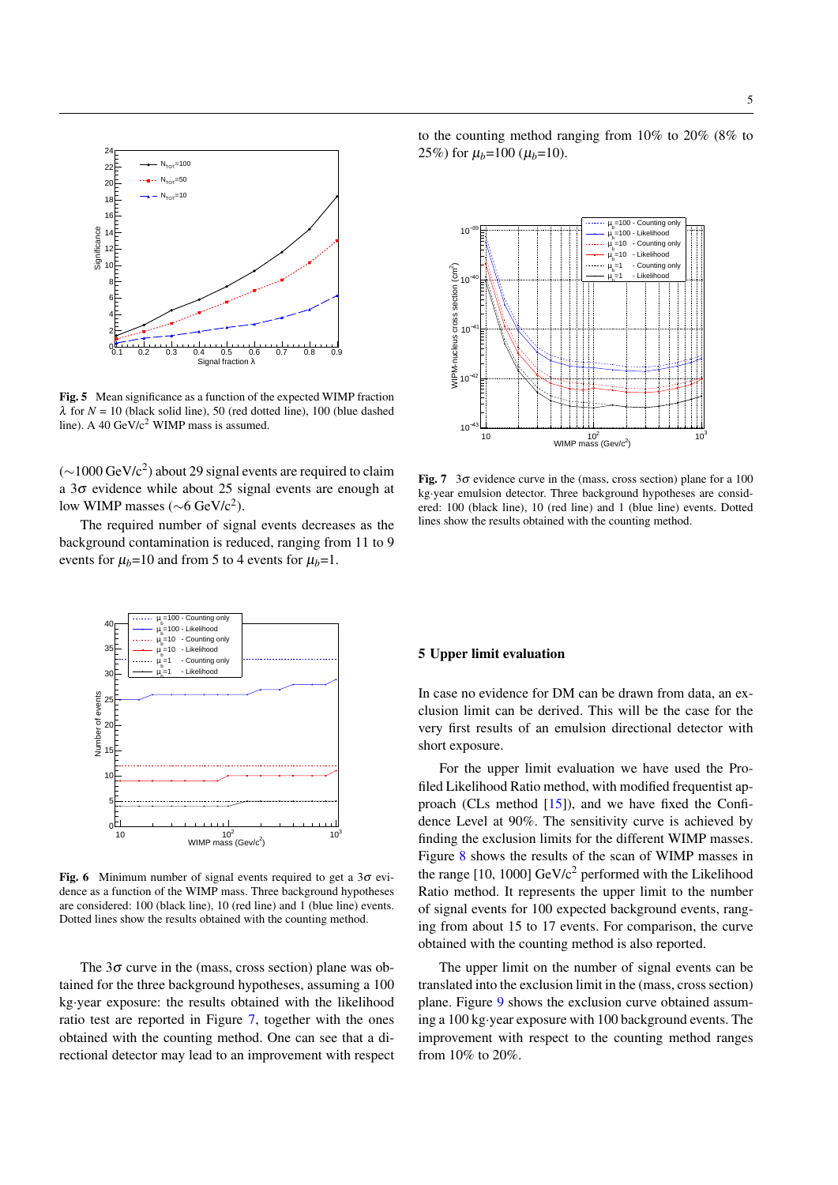Fig. 5 Mean significance as a function of the expected WIMP fraction $\lambda$ for $N$ = 10 (black solid line), 50 (red dotted line), 100 (blue dashed line). A 40 GeV/c$^2$ WIMP mass is assumed.

($\sim$1000 GeV/c$^2$) about 29 signal events are required to claim a 3$\sigma$ evidence while about 25 signal events are enough at low WIMP masses ($\sim$6 GeV/c$^2$).

The required number of signal events decreases as the background contamination is reduced, ranging from 11 to 9 events for $\mu_b$=10 and from 5 to 4 events for $\mu_b$=1.

Fig. 6 Minimum number of signal events required to get a 3$\sigma$ evidence as a function of the WIMP mass. Three background hypotheses are considered: 100 (black line), 10 (red line) and 1 (blue line) events. Dotted lines show the results obtained with the counting method.

The 3$\sigma$ curve in the (mass, cross section) plane was obtained for the three background hypotheses, assuming a 100 kg·year exposure: the results obtained with the likelihood ratio test are reported in Figure 7, together with the ones obtained with the counting method. One can see that a directional detector may lead to an improvement with respect to the counting method ranging from 10% to 20% (8% to 25%) for $\mu_b$=100 ($\mu_b$=10).

Fig. 7 3$\sigma$ evidence curve in the (mass, cross section) plane for a 100 kg·year emulsion detector. Three background hypotheses are considered: 100 (black line), 10 (red line) and 1 (blue line) events. Dotted lines show the results obtained with the counting method.

## 5 Upper limit evaluation

In case no evidence for DM can be drawn from data, an exclusion limit can be derived. This will be the case for the very first results of an emulsion directional detector with short exposure.

For the upper limit evaluation we have used the Profiled Likelihood Ratio method, with modified frequentist approach (CLs method [15]), and we have fixed the Confidence Level at 90%. The sensitivity curve is achieved by finding the exclusion limits for the different WIMP masses. Figure 8 shows the results of the scan of WIMP masses in the range [10, 1000] GeV/c$^2$ performed with the Likelihood Ratio method. It represents the upper limit to the number of signal events for 100 expected background events, ranging from about 15 to 17 events. For comparison, the curve obtained with the counting method is also reported.

The upper limit on the number of signal events can be translated into the exclusion limit in the (mass, cross section) plane. Figure 9 shows the exclusion curve obtained assuming a 100 kg·year exposure with 100 background events. The improvement with respect to the counting method ranges from 10% to 20%.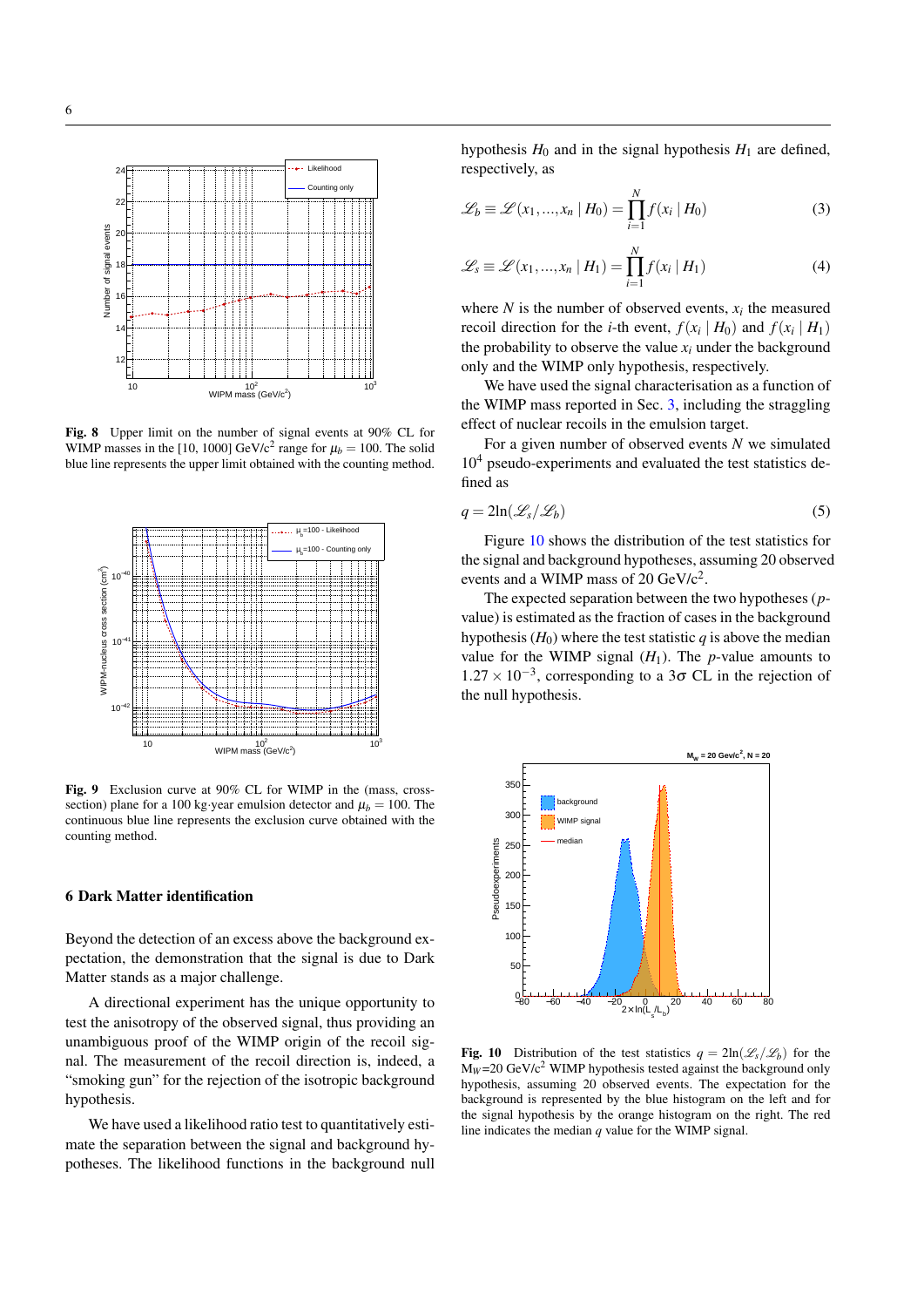**Fig. 8** Upper limit on the number of signal events at 90% CL for WIMP masses in the [10, 1000] GeV/c$^2$ range for $\mu_b = 100$. The solid blue line represents the upper limit obtained with the counting method.

**Fig. 9** Exclusion curve at 90% CL for WIMP in the (mass, cross-section) plane for a 100 kg·year emulsion detector and $\mu_b = 100$. The continuous blue line represents the exclusion curve obtained with the counting method.

## 6 Dark Matter identification

Beyond the detection of an excess above the background expectation, the demonstration that the signal is due to Dark Matter stands as a major challenge.

A directional experiment has the unique opportunity to test the anisotropy of the observed signal, thus providing an unambiguous proof of the WIMP origin of the recoil signal. The measurement of the recoil direction is, indeed, a "smoking gun" for the rejection of the isotropic background hypothesis.

We have used a likelihood ratio test to quantitatively estimate the separation between the signal and background hypotheses. The likelihood functions in the background null hypothesis $H_0$ and in the signal hypothesis $H_1$ are defined, respectively, as

$$\mathscr{L}_b \equiv \mathscr{L}(x_1, ..., x_n \mid H_0) = \prod_{i=1}^{N} f(x_i \mid H_0) \tag{3}$$

$$\mathscr{L}_s \equiv \mathscr{L}(x_1, ..., x_n \mid H_1) = \prod_{i=1}^{N} f(x_i \mid H_1) \tag{4}$$

where $N$ is the number of observed events, $x_i$ the measured recoil direction for the $i$-th event, $f(x_i \mid H_0)$ and $f(x_i \mid H_1)$ the probability to observe the value $x_i$ under the background only and the WIMP only hypothesis, respectively.

We have used the signal characterisation as a function of the WIMP mass reported in Sec. 3, including the straggling effect of nuclear recoils in the emulsion target.

For a given number of observed events $N$ we simulated $10^4$ pseudo-experiments and evaluated the test statistics defined as

$$q = 2\ln(\mathscr{L}_s/\mathscr{L}_b) \tag{5}$$

Figure 10 shows the distribution of the test statistics for the signal and background hypotheses, assuming 20 observed events and a WIMP mass of 20 GeV/c$^2$.

The expected separation between the two hypotheses ($p$-value) is estimated as the fraction of cases in the background hypothesis ($H_0$) where the test statistic $q$ is above the median value for the WIMP signal ($H_1$). The $p$-value amounts to $1.27 \times 10^{-3}$, corresponding to a $3\sigma$ CL in the rejection of the null hypothesis.

**Fig. 10** Distribution of the test statistics $q = 2\ln(\mathscr{L}_s/\mathscr{L}_b)$ for the $M_W$=20 GeV/c$^2$ WIMP hypothesis tested against the background only hypothesis, assuming 20 observed events. The expectation for the background is represented by the blue histogram on the left and for the signal hypothesis by the orange histogram on the right. The red line indicates the median $q$ value for the WIMP signal.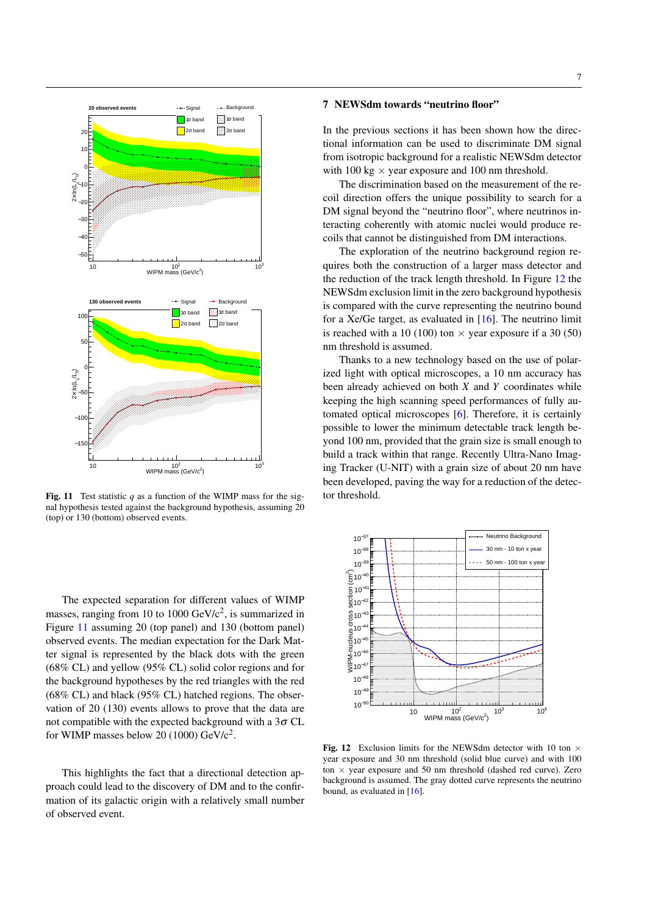Fig. 11 Test statistic $q$ as a function of the WIMP mass for the signal hypothesis tested against the background hypothesis, assuming 20 (top) or 130 (bottom) observed events.

The expected separation for different values of WIMP masses, ranging from 10 to 1000 GeV/c$^2$, is summarized in Figure 11 assuming 20 (top panel) and 130 (bottom panel) observed events. The median expectation for the Dark Matter signal is represented by the black dots with the green (68% CL) and yellow (95% CL) solid color regions and the background hypotheses by the red triangles with the red (68% CL) and black (95% CL) hatched regions. The observation of 20 (130) events allows to prove that the data are not compatible with the expected background with a 3$\sigma$ CL for WIMP masses below 20 (1000) GeV/c$^2$.

This highlights the fact that a directional detection approach could lead to the discovery of DM and to the confirmation of its galactic origin with a relatively small number of observed event.

## 7 NEWSdm towards "neutrino floor"

In the previous sections it has been shown how the directional information can be used to discriminate DM signal from isotropic background for a realistic NEWSdm detector with 100 kg $\times$ year exposure and 100 nm threshold.

The discrimination based on the measurement of the recoil direction offers the unique possibility to search for a DM signal beyond the "neutrino floor", where neutrinos interacting coherently with atomic nuclei would produce recoils that cannot be distinguished from DM interactions.

The exploration of the neutrino background region requires both the construction of a larger mass detector and the reduction of the track length threshold. In Figure 12 the NEWSdm exclusion limit in the zero background hypothesis is compared with the curve representing the neutrino bound for a Xe/Ge target, as evaluated in [16]. The neutrino limit is reached with a 10 (100) ton $\times$ year exposure if a 30 (50) nm threshold is assumed.

Thanks to a new technology based on the use of polarized light with optical microscopes, a 10 nm accuracy has been already achieved on both $X$ and $Y$ coordinates while keeping the high scanning speed performances of fully automated optical microscopes [6]. Therefore, it is certainly possible to lower the minimum detectable track length beyond 100 nm, provided that the grain size is small enough to build a track within that range. Recently Ultra-Nano Imaging Tracker (U-NIT) with a grain size of about 20 nm have been developed, paving the way for a reduction of the detector threshold.

Fig. 12 Exclusion limits for the NEWSdm detector with 10 ton $\times$ year exposure and 30 nm threshold (solid blue curve) and with 100 ton $\times$ year exposure and 50 nm threshold (dashed red curve). Zero background is assumed. The gray dotted curve represents the neutrino bound, as evaluated in [16].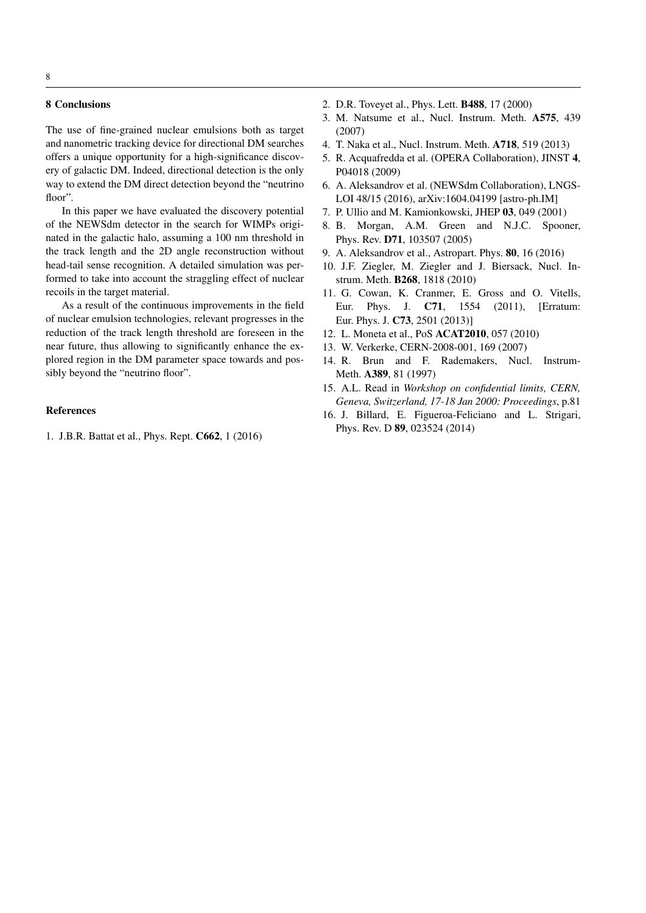## 8 Conclusions

The use of fine-grained nuclear emulsions both as target and nanometric tracking device for directional DM searches offers a unique opportunity for a high-significance discovery of galactic DM. Indeed, directional detection is the only way to extend the DM direct detection beyond the "neutrino floor".

In this paper we have evaluated the discovery potential of the NEWSdm detector in the search for WIMPs originated in the galactic halo, assuming a 100 nm threshold in the track length and the 2D angle reconstruction without head-tail sense recognition. A detailed simulation was performed to take into account the straggling effect of nuclear recoils in the target material.

As a result of the continuous improvements in the field of nuclear emulsion technologies, relevant progresses in the reduction of the track length threshold are foreseen in the near future, thus allowing to significantly enhance the explored region in the DM parameter space towards and possibly beyond the "neutrino floor".

## References

1. J.B.R. Battat et al., Phys. Rept. **C662**, 1 (2016)
2. D.R. Toveyet al., Phys. Lett. **B488**, 17 (2000)
3. M. Natsume et al., Nucl. Instrum. Meth. **A575**, 439 (2007)
4. T. Naka et al., Nucl. Instrum. Meth. **A718**, 519 (2013)
5. R. Acquafredda et al. (OPERA Collaboration), JINST **4**, P04018 (2009)
6. A. Aleksandrov et al. (NEWSdm Collaboration), LNGS-LOI 48/15 (2016), arXiv:1604.04199 [astro-ph.IM]
7. P. Ullio and M. Kamionkowski, JHEP **03**, 049 (2001)
8. B. Morgan, A.M. Green and N.J.C. Spooner, Phys. Rev. **D71**, 103507 (2005)
9. A. Aleksandrov et al., Astropart. Phys. **80**, 16 (2016)
10. J.F. Ziegler, M. Ziegler and J. Biersack, Nucl. Instrum. Meth. **B268**, 1818 (2010)
11. G. Cowan, K. Cranmer, E. Gross and O. Vitells, Eur. Phys. J. **C71**, 1554 (2011), [Erratum: Eur. Phys. J. **C73**, 2501 (2013)]
12. L. Moneta et al., PoS **ACAT2010**, 057 (2010)
13. W. Verkerke, CERN-2008-001, 169 (2007)
14. R. Brun and F. Rademakers, Nucl. Instrum-Meth. **A389**, 81 (1997)
15. A.L. Read in *Workshop on confidential limits, CERN, Geneva, Switzerland, 17-18 Jan 2000: Proceedings*, p.81
16. J. Billard, E. Figueroa-Feliciano and L. Strigari, Phys. Rev. D **89**, 023524 (2014)